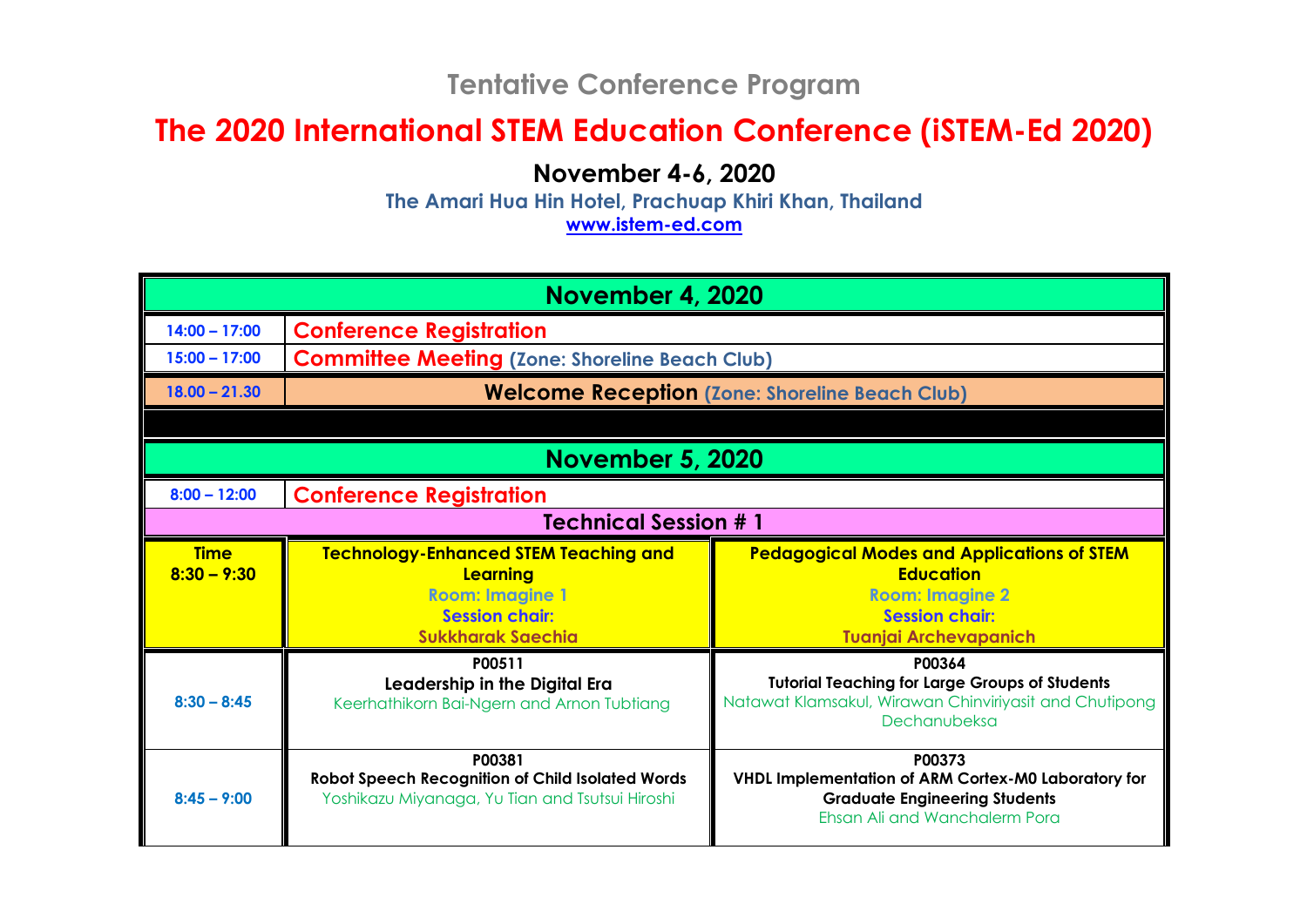## Tentative Conference Program

# The 2020 International STEM Education Conference (iSTEM-Ed 2020)

### November 4-6, 2020

**The Amari Hua Hin Hotel, Prachuap Khiri Khan, Thailand**

www.istem-ed.com

| November 4, 2020 | | |
|---|---|---|
| 14:00 – 17:00 | **Conference Registration** | |
| 15:00 – 17:00 | **Committee Meeting** (Zone: Shoreline Beach Club) | |
| 18.00 – 21.30 | **Welcome Reception** (Zone: Shoreline Beach Club) | |
| | | |
| **November 5, 2020** | | |
| 8:00 – 12:00 | **Conference Registration** | |
| **Technical Session # 1** | | |
| **Time 8:30 – 9:30** | **Technology-Enhanced STEM Teaching and Learning**<br>Room: Imagine 1<br>Session chair:<br>Sukkharak Saechia | **Pedagogical Modes and Applications of STEM Education**<br>Room: Imagine 2<br>Session chair:<br>Tuanjai Archevapanich |
| 8:30 – 8:45 | P00511<br>**Leadership in the Digital Era**<br>Keerhathikorn Bai-Ngern and Arnon Tubtiang | P00364<br>**Tutorial Teaching for Large Groups of Students**<br>Natawat Klamsakul, Wirawan Chinviriyasit and Chutipong Dechanubeksa |
| 8:45 – 9:00 | P00381<br>**Robot Speech Recognition of Child Isolated Words**<br>Yoshikazu Miyanaga, Yu Tian and Tsutsui Hiroshi | P00373<br>**VHDL Implementation of ARM Cortex-M0 Laboratory for Graduate Engineering Students**<br>Ehsan Ali and Wanchalerm Pora |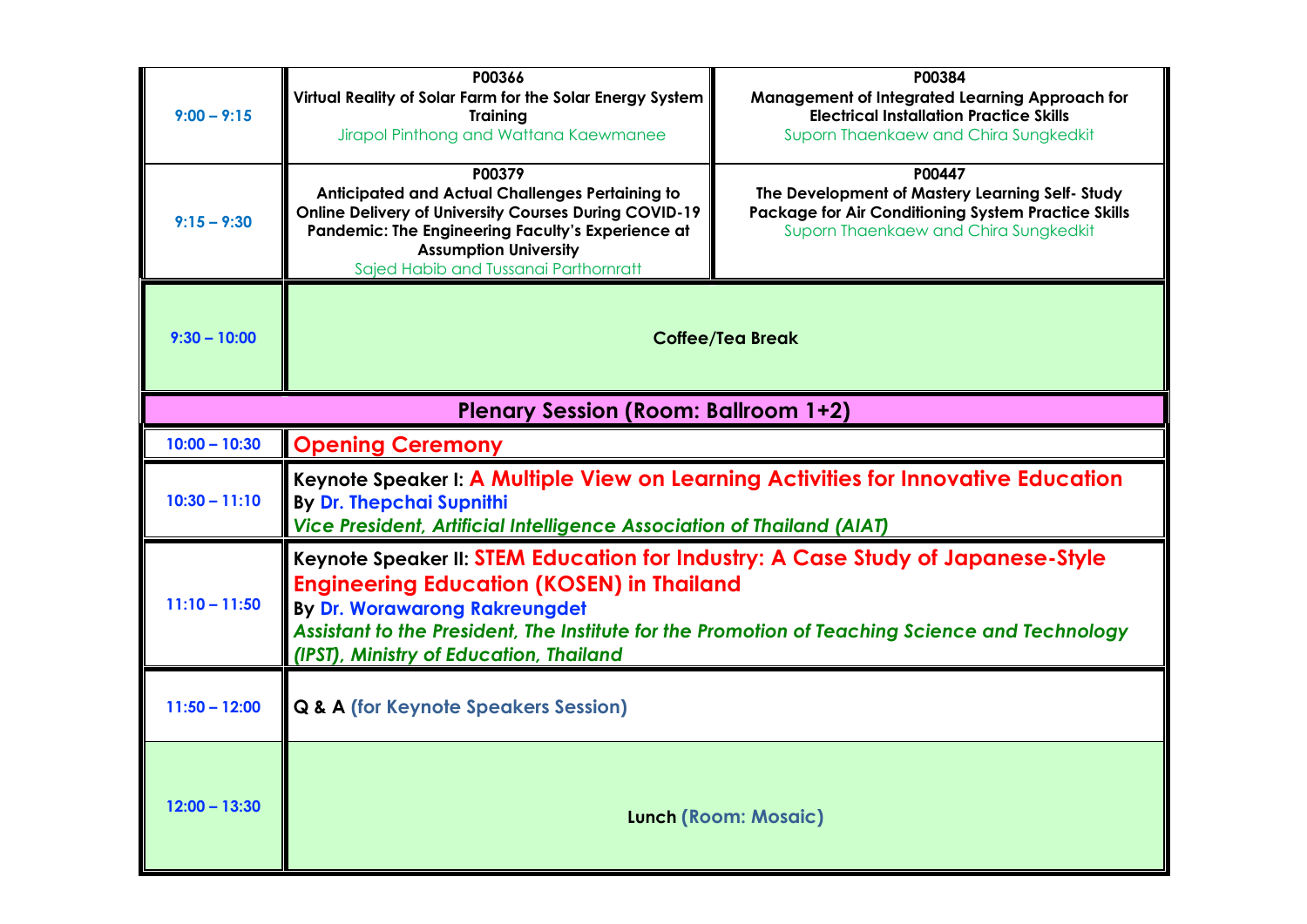| Time | Session | |
|---|---|---|
| 9:00 – 9:15 | **P00366**<br>**Virtual Reality of Solar Farm for the Solar Energy System Training**<br>Jirapol Pinthong and Wattana Kaewmanee | **P00384**<br>**Management of Integrated Learning Approach for Electrical Installation Practice Skills**<br>Suporn Thaenkaew and Chira Sungkedkit |
| 9:15 – 9:30 | **P00379**<br>**Anticipated and Actual Challenges Pertaining to Online Delivery of University Courses During COVID-19 Pandemic: The Engineering Faculty's Experience at Assumption University**<br>Sajed Habib and Tussanai Parthornratt | **P00447**<br>**The Development of Mastery Learning Self- Study Package for Air Conditioning System Practice Skills**<br>Suporn Thaenkaew and Chira Sungkedkit |
| 9:30 – 10:00 | **Coffee/Tea Break** | |

## Plenary Session (Room: Ballroom 1+2)

| Time | Session |
|---|---|
| 10:00 – 10:30 | **Opening Ceremony** |
| 10:30 – 11:10 | **Keynote Speaker I: A Multiple View on Learning Activities for Innovative Education**<br>**By Dr. Thepchai Supnithi**<br>***Vice President, Artificial Intelligence Association of Thailand (AIAT)*** |
| 11:10 – 11:50 | **Keynote Speaker II: STEM Education for Industry: A Case Study of Japanese-Style Engineering Education (KOSEN) in Thailand**<br>**By Dr. Worawarong Rakreungdet**<br>***Assistant to the President, The Institute for the Promotion of Teaching Science and Technology (IPST), Ministry of Education, Thailand*** |
| 11:50 – 12:00 | **Q & A (for Keynote Speakers Session)** |
| 12:00 – 13:30 | **Lunch (Room: Mosaic)** |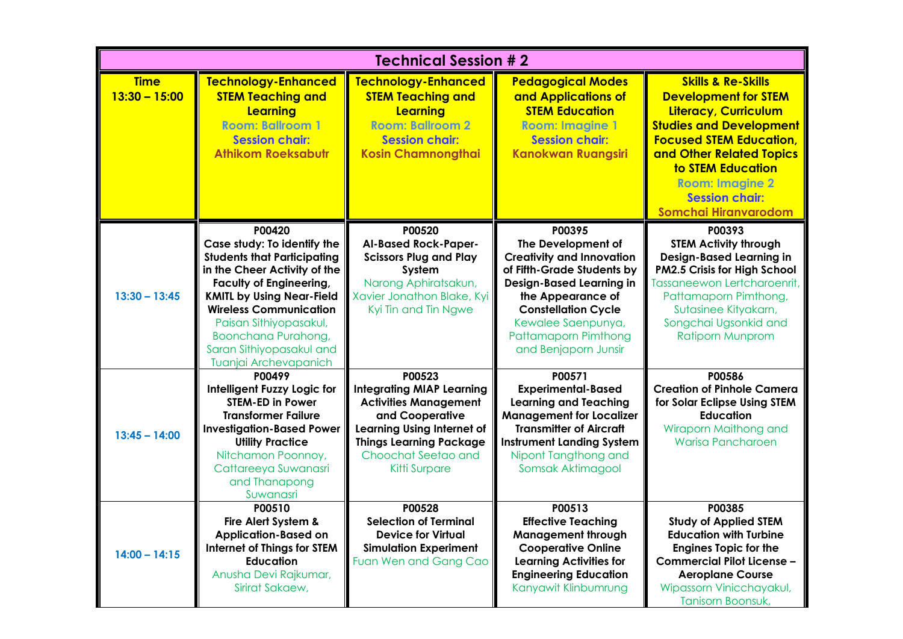| Technical Session # 2 | | | | |
|---|---|---|---|---|
| **Time 13:30 – 15:00** | **Technology-Enhanced STEM Teaching and Learning** Room: Ballroom 1 Session chair: Athikom Roeksabutr | **Technology-Enhanced STEM Teaching and Learning** Room: Ballroom 2 Session chair: Kosin Chamnongthai | **Pedagogical Modes and Applications of STEM Education** Room: Imagine 1 Session chair: Kanokwan Ruangsiri | **Skills & Re-Skills Development for STEM Literacy, Curriculum Studies and Development Focused STEM Education, and Other Related Topics to STEM Education** Room: Imagine 2 Session chair: Somchai Hiranvarodom |
| 13:30 – 13:45 | **P00420** **Case study: To identify the Students that Participating in the Cheer Activity of the Faculty of Engineering, KMITL by Using Near-Field Wireless Communication** Paisan Sithiyopasakul, Boonchana Purahong, Saran Sithiyopasakul and Tuanjai Archevapanich | **P00520** **AI-Based Rock-Paper-Scissors Plug and Play System** Narong Aphiratsakun, Xavier Jonathon Blake, Kyi Kyi Tin and Tin Ngwe | **P00395** **The Development of Creativity and Innovation of Fifth-Grade Students by Design-Based Learning in the Appearance of Constellation Cycle** Kewalee Saenpunya, Pattamaporn Pimthong and Benjaporn Junsir | **P00393** **STEM Activity through Design-Based Learning in PM2.5 Crisis for High School** Tassaneewon Lertcharoenrit, Pattamaporn Pimthong, Sutasinee Kityakarn, Songchai Ugsonkid and Ratiporn Munprom |
| 13:45 – 14:00 | **P00499** **Intelligent Fuzzy Logic for STEM-ED in Power Transformer Failure Investigation-Based Power Utility Practice** Nitchamon Poonnoy, Cattareeya Suwanasri and Thanapong Suwanasri | **P00523** **Integrating MIAP Learning Activities Management and Cooperative Learning Using Internet of Things Learning Package** Choochat Seetao and Kitti Surpare | **P00571** **Experimental-Based Learning and Teaching Management for Localizer Transmitter of Aircraft Instrument Landing System** Nipont Tangthong and Somsak Aktimagool | **P00586** **Creation of Pinhole Camera for Solar Eclipse Using STEM Education** Wiraporn Maithong and Warisa Pancharoen |
| 14:00 – 14:15 | **P00510** **Fire Alert System & Application-Based on Internet of Things for STEM Education** Anusha Devi Rajkumar, Sirirat Sakaew, | **P00528** **Selection of Terminal Device for Virtual Simulation Experiment** Fuan Wen and Gang Cao | **P00513** **Effective Teaching Management through Cooperative Online Learning Activities for Engineering Education** Kanyawit Klinbumrung | **P00385** **Study of Applied STEM Education with Turbine Engines Topic for the Commercial Pilot License – Aeroplane Course** Wipassorn Vinicchayakul, Tanisorn Boonsuk, |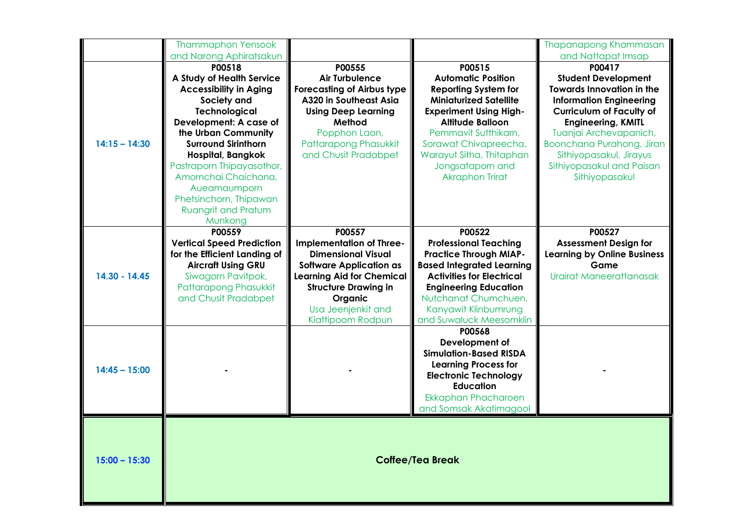| | | | | |
|---|---|---|---|---|
| | Thammaphon Yensook and Narong Aphiratsakun | | | Thapanapong Khammasan and Nattapat Imsap |
| 14:15 – 14:30 | **P00518** **A Study of Health Service Accessibility in Aging Society and Technological Development: A case of the Urban Community Surround Sirinthorn Hospital, Bangkok** Pastraporn Thipayasothor, Amornchai Chaichana, Aueamaumporn Phetsinchorn, Thipawan Ruangrit and Pratum Munkong | **P00555** **Air Turbulence Forecasting of Airbus type A320 in Southeast Asia Using Deep Learning Method** Popphon Laon, Pattarapong Phasukkit and Chusit Pradabpet | **P00515** **Automatic Position Reporting System for Miniaturized Satellite Experiment Using High-Altitude Balloon** Pemmavit Sutthikarn, Sorawat Chivapreecha, Warayut Sitha, Thitaphan Jongsataporn and Akraphon Trirat | **P00417** **Student Development Towards Innovation in the Information Engineering Curriculum of Faculty of Engineering, KMITL** Tuanjai Archevapanich, Boonchana Purahong, Jiran Sithiyopasakul, Jirayus Sithiyopasakul and Paisan Sithiyopasakul |
| 14.30 - 14.45 | **P00559** **Vertical Speed Prediction for the Efficient Landing of Aircraft Using GRU** Siwagorn Pavitpok, Pattarapong Phasukkit and Chusit Pradabpet | **P00557** **Implementation of Three-Dimensional Visual Software Application as Learning Aid for Chemical Structure Drawing in Organic** Usa Jeenjenkit and Kiattipoom Rodpun | **P00522** **Professional Teaching Practice Through MIAP-Based Integrated Learning Activities for Electrical Engineering Education** Nutchanat Chumchuen, Kanyawit Klinbumrung and Suwaluck Meesomklin | **P00527** **Assessment Design for Learning by Online Business Game** Urairat Maneerattanasak |
| 14:45 – 15:00 | - | - | **P00568** **Development of Simulation-Based RISDA Learning Process for Electronic Technology Education** Ekkaphan Phacharoen and Somsak Akatimagool | - |
| 15:00 – 15:30 | **Coffee/Tea Break** | | | |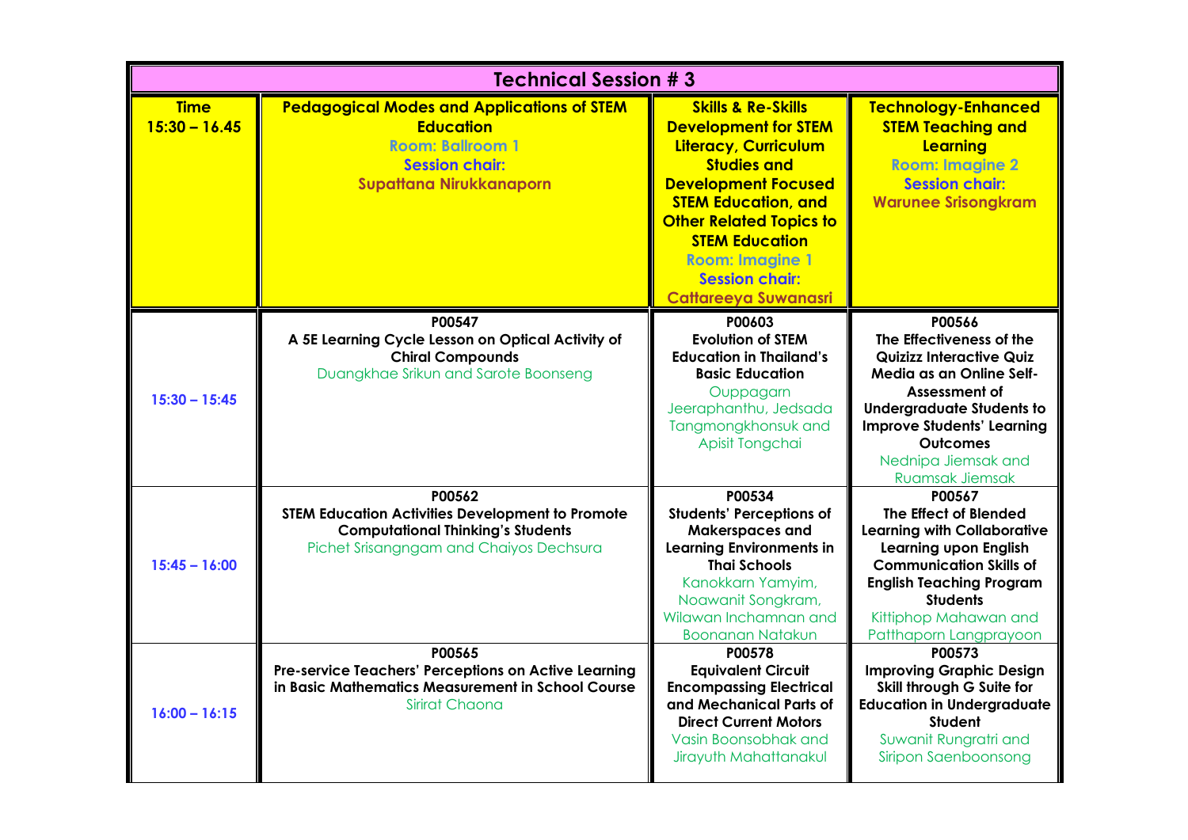| Technical Session # 3 | | | |
|---|---|---|---|
| **Time 15:30 – 16.45** | **Pedagogical Modes and Applications of STEM Education** Room: Ballroom 1 Session chair: Supattana Nirukkanaporn | **Skills & Re-Skills Development for STEM Literacy, Curriculum Studies and Development Focused STEM Education, and Other Related Topics to STEM Education** Room: Imagine 1 Session chair: Cattareeya Suwanasri | **Technology-Enhanced STEM Teaching and Learning** Room: Imagine 2 Session chair: Warunee Srisongkram |
| 15:30 – 15:45 | **P00547** **A 5E Learning Cycle Lesson on Optical Activity of Chiral Compounds** Duangkhae Srikun and Sarote Boonseng | **P00603** **Evolution of STEM Education in Thailand's Basic Education** Ouppagarn Jeeraphanthu, Jedsada Tangmongkhonsuk and Apisit Tongchai | **P00566** **The Effectiveness of the Quizizz Interactive Quiz Media as an Online Self-Assessment of Undergraduate Students to Improve Students' Learning Outcomes** Nednipa Jiemsak and Ruamsak Jiemsak |
| 15:45 – 16:00 | **P00562** **STEM Education Activities Development to Promote Computational Thinking's Students** Pichet Srisangngam and Chaiyos Dechsura | **P00534** **Students' Perceptions of Makerspaces and Learning Environments in Thai Schools** Kanokkarn Yamyim, Noawanit Songkram, Wilawan Inchamnan and Boonanan Natakun | **P00567** **The Effect of Blended Learning with Collaborative Learning upon English Communication Skills of English Teaching Program Students** Kittiphop Mahawan and Patthaporn Langprayoon |
| 16:00 – 16:15 | **P00565** **Pre-service Teachers' Perceptions on Active Learning in Basic Mathematics Measurement in School Course** Sirirat Chaona | **P00578** **Equivalent Circuit Encompassing Electrical and Mechanical Parts of Direct Current Motors** Vasin Boonsobhak and Jirayuth Mahattanakul | **P00573** **Improving Graphic Design Skill through G Suite for Education in Undergraduate Student** Suwanit Rungratri and Siripon Saenboonsong |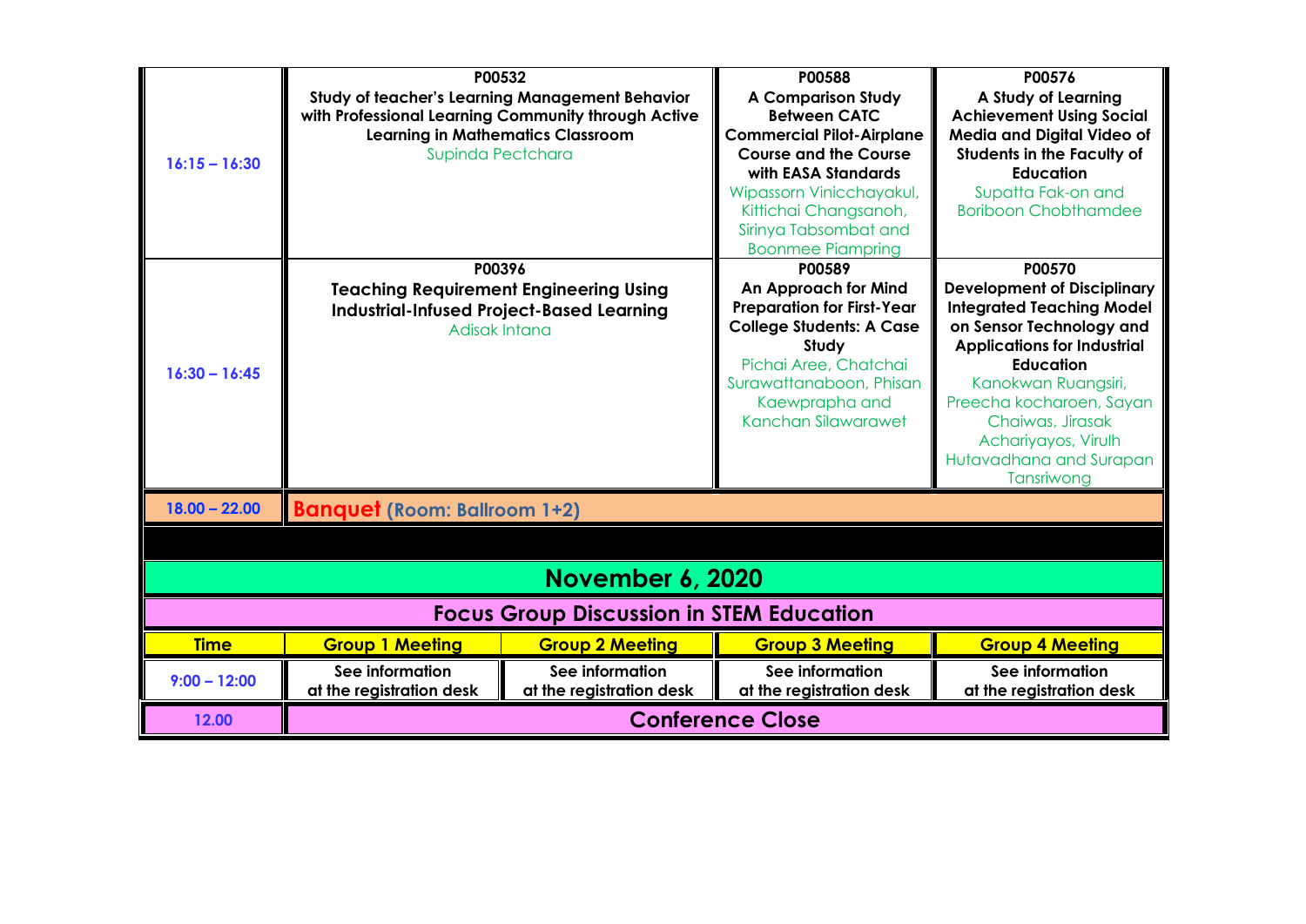| | | | |
|---|---|---|---|
| 16:15 – 16:30 | **P00532**<br>**Study of teacher's Learning Management Behavior with Professional Learning Community through Active Learning in Mathematics Classroom**<br>Supinda Pectchara | **P00588**<br>**A Comparison Study Between CATC Commercial Pilot-Airplane Course and the Course with EASA Standards**<br>Wipassorn Vinicchayakul, Kittichai Changsanoh, Sirinya Tabsombat and Boonmee Piampring | **P00576**<br>**A Study of Learning Achievement Using Social Media and Digital Video of Students in the Faculty of Education**<br>Supatta Fak-on and Boriboon Chobthamdee |
| 16:30 – 16:45 | **P00396**<br>**Teaching Requirement Engineering Using Industrial-Infused Project-Based Learning**<br>Adisak Intana | **P00589**<br>**An Approach for Mind Preparation for First-Year College Students: A Case Study**<br>Pichai Aree, Chatchai Surawattanaboon, Phisan Kaewprapha and Kanchan Silawarawet | **P00570**<br>**Development of Disciplinary Integrated Teaching Model on Sensor Technology and Applications for Industrial Education**<br>Kanokwan Ruangsiri, Preecha kocharoen, Sayan Chaiwas, Jirasak Achariyayos, Virulh Hutavadhana and Surapan Tansriwong |
| 18.00 – 22.00 | **Banquet** (Room: Ballroom 1+2) | | |

## November 6, 2020

### Focus Group Discussion in STEM Education

| Time | Group 1 Meeting | Group 2 Meeting | Group 3 Meeting | Group 4 Meeting |
|---|---|---|---|---|
| 9:00 – 12:00 | See information at the registration desk | See information at the registration desk | See information at the registration desk | See information at the registration desk |
| 12.00 | **Conference Close** | | | |